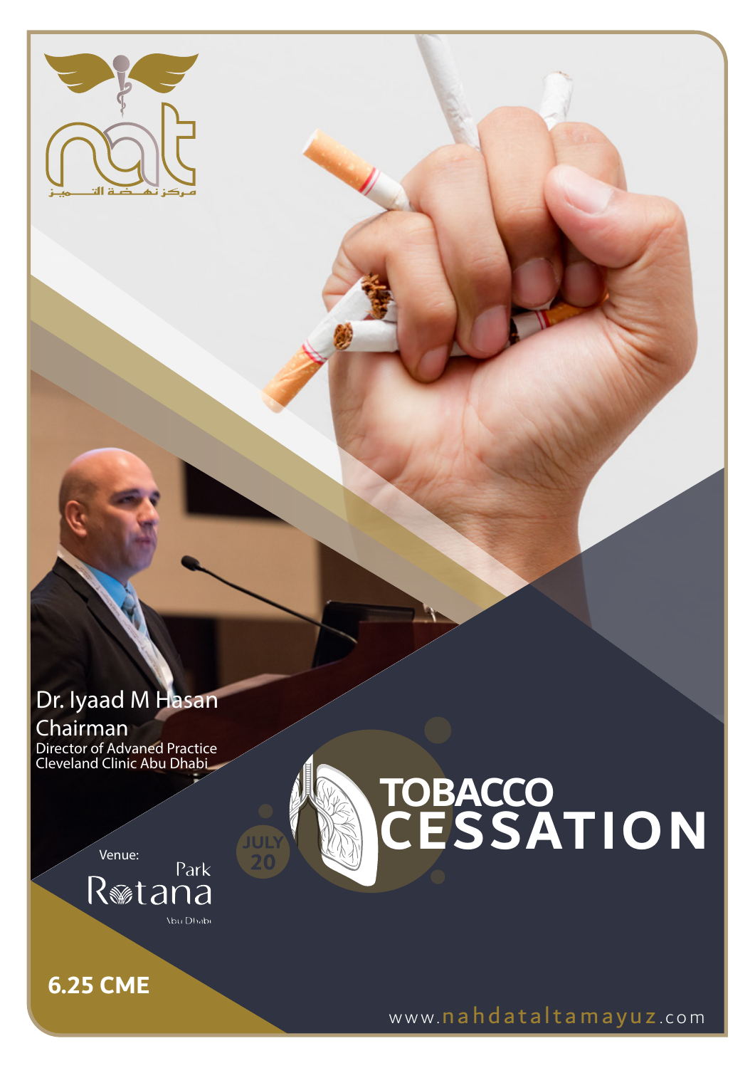مركز نهضة التميز

Dr. Iyaad M Hasan
Chairman
Director of Advaned Practice
Cleveland Clinic Abu Dhabi

Venue:
Park Rotana
Abu Dhabi

JULY 20

# TOBACCO CESSATION

**6.25 CME**

www.nahdataltamayuz.com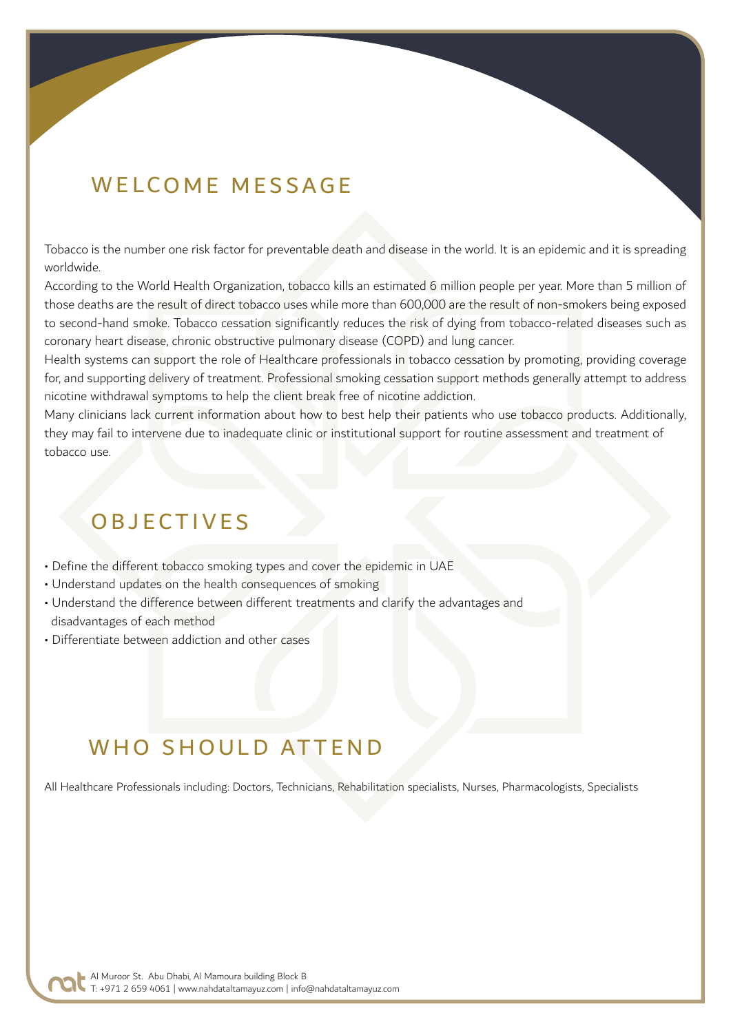## WELCOME MESSAGE

Tobacco is the number one risk factor for preventable death and disease in the world. It is an epidemic and it is spreading worldwide.

According to the World Health Organization, tobacco kills an estimated 6 million people per year. More than 5 million of those deaths are the result of direct tobacco uses while more than 600,000 are the result of non-smokers being exposed to second-hand smoke. Tobacco cessation significantly reduces the risk of dying from tobacco-related diseases such as coronary heart disease, chronic obstructive pulmonary disease (COPD) and lung cancer.

Health systems can support the role of Healthcare professionals in tobacco cessation by promoting, providing coverage for, and supporting delivery of treatment. Professional smoking cessation support methods generally attempt to address nicotine withdrawal symptoms to help the client break free of nicotine addiction.

Many clinicians lack current information about how to best help their patients who use tobacco products. Additionally, they may fail to intervene due to inadequate clinic or institutional support for routine assessment and treatment of tobacco use.

## OBJECTIVES

- Define the different tobacco smoking types and cover the epidemic in UAE
- Understand updates on the health consequences of smoking
- Understand the difference between different treatments and clarify the advantages and disadvantages of each method
- Differentiate between addiction and other cases

## WHO SHOULD ATTEND

All Healthcare Professionals including: Doctors, Technicians, Rehabilitation specialists, Nurses, Pharmacologists, Specialists

Al Muroor St. Abu Dhabi, Al Mamoura building Block B
T: +971 2 659 4061 | www.nahdataltamayuz.com | info@nahdataltamayuz.com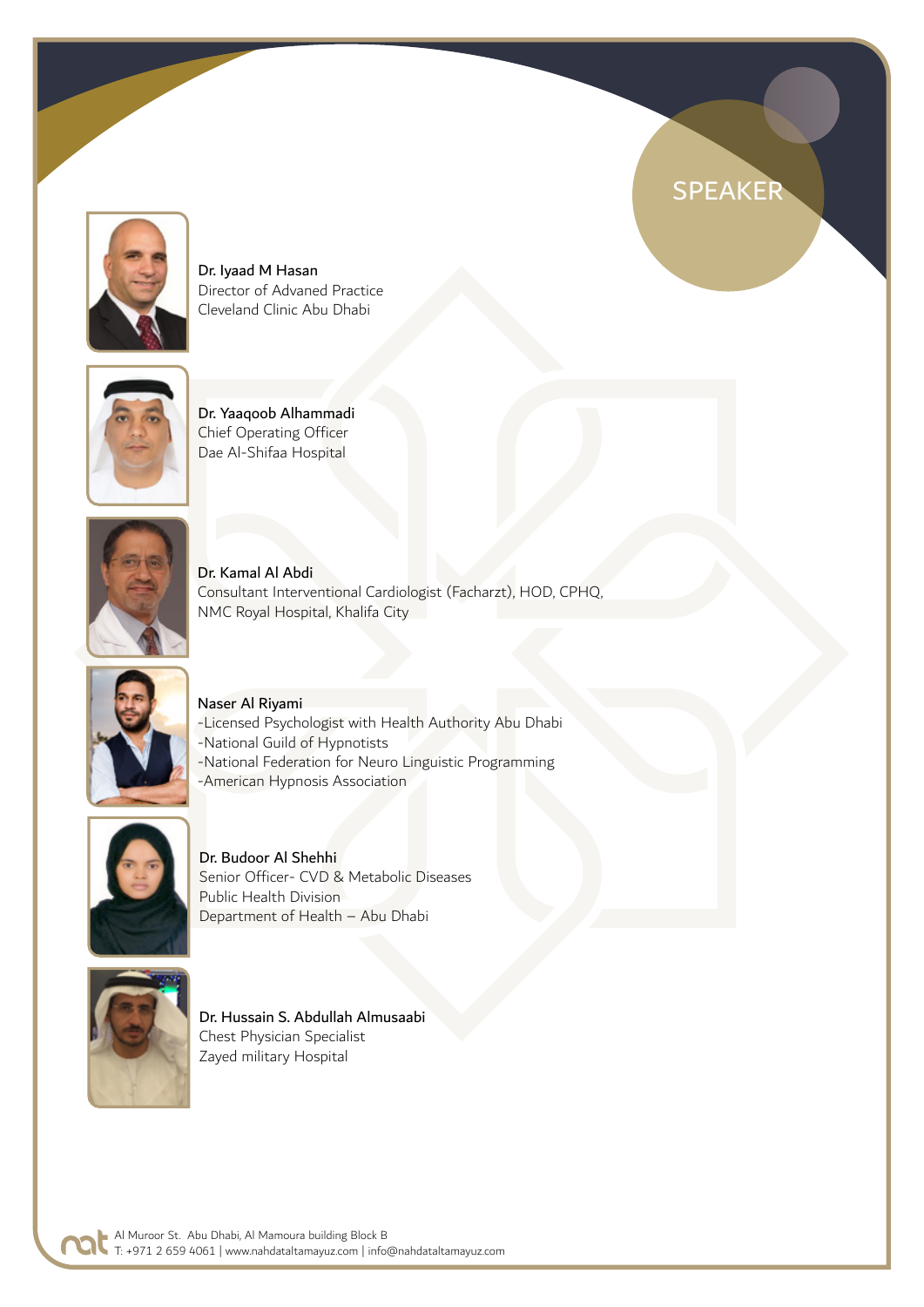## SPEAKER

**Dr. Iyaad M Hasan**
Director of Advaned Practice
Cleveland Clinic Abu Dhabi

**Dr. Yaaqoob Alhammadi**
Chief Operating Officer
Dae Al-Shifaa Hospital

**Dr. Kamal Al Abdi**
Consultant Interventional Cardiologist (Facharzt), HOD, CPHQ,
NMC Royal Hospital, Khalifa City

**Naser Al Riyami**
-Licensed Psychologist with Health Authority Abu Dhabi
-National Guild of Hypnotists
-National Federation for Neuro Linguistic Programming
-American Hypnosis Association

**Dr. Budoor Al Shehhi**
Senior Officer- CVD & Metabolic Diseases
Public Health Division
Department of Health – Abu Dhabi

**Dr. Hussain S. Abdullah Almusaabi**
Chest Physician Specialist
Zayed military Hospital

Al Muroor St. Abu Dhabi, Al Mamoura building Block B
T: +971 2 659 4061 | www.nahdataltamayuz.com | info@nahdataltamayuz.com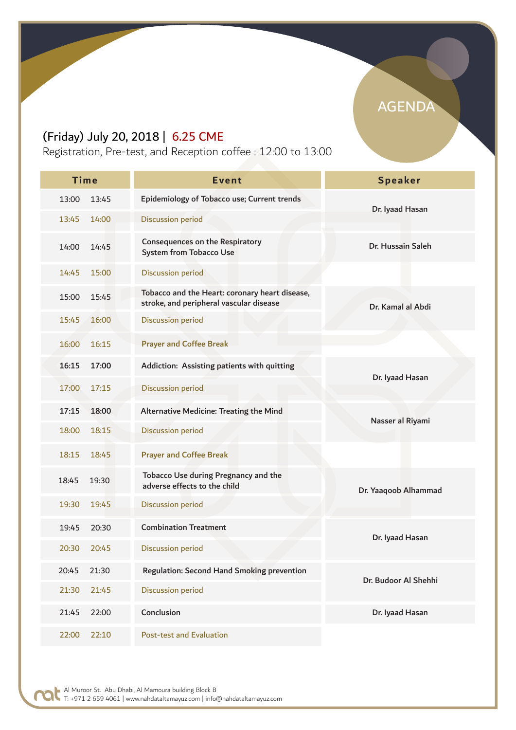# AGENDA

## (Friday) July 20, 2018 | 6.25 CME

Registration, Pre-test, and Reception coffee : 12:00 to 13:00

| Time | | Event | Speaker |
|---|---|---|---|
| 13:00 | 13:45 | Epidemiology of Tobacco use; Current trends | Dr. Iyaad Hasan |
| 13:45 | 14:00 | Discussion period | |
| 14:00 | 14:45 | Consequences on the Respiratory System from Tobacco Use | Dr. Hussain Saleh |
| 14:45 | 15:00 | Discussion period | |
| 15:00 | 15:45 | Tobacco and the Heart: coronary heart disease, stroke, and peripheral vascular disease | Dr. Kamal al Abdi |
| 15:45 | 16:00 | Discussion period | |
| 16:00 | 16:15 | Prayer and Coffee Break | |
| 16:15 | 17:00 | Addiction: Assisting patients with quitting | Dr. Iyaad Hasan |
| 17:00 | 17:15 | Discussion period | |
| 17:15 | 18:00 | Alternative Medicine: Treating the Mind | Nasser al Riyami |
| 18:00 | 18:15 | Discussion period | |
| 18:15 | 18:45 | Prayer and Coffee Break | |
| 18:45 | 19:30 | Tobacco Use during Pregnancy and the adverse effects to the child | Dr. Yaaqoob Alhammad |
| 19:30 | 19:45 | Discussion period | |
| 19:45 | 20:30 | Combination Treatment | Dr. Iyaad Hasan |
| 20:30 | 20:45 | Discussion period | |
| 20:45 | 21:30 | Regulation: Second Hand Smoking prevention | Dr. Budoor Al Shehhi |
| 21:30 | 21:45 | Discussion period | |
| 21:45 | 22:00 | Conclusion | Dr. Iyaad Hasan |
| 22:00 | 22:10 | Post-test and Evaluation | |

nat Al Muroor St. Abu Dhabi, Al Mamoura building Block B
T: +971 2 659 4061 | www.nahdataltamayuz.com | info@nahdataltamayuz.com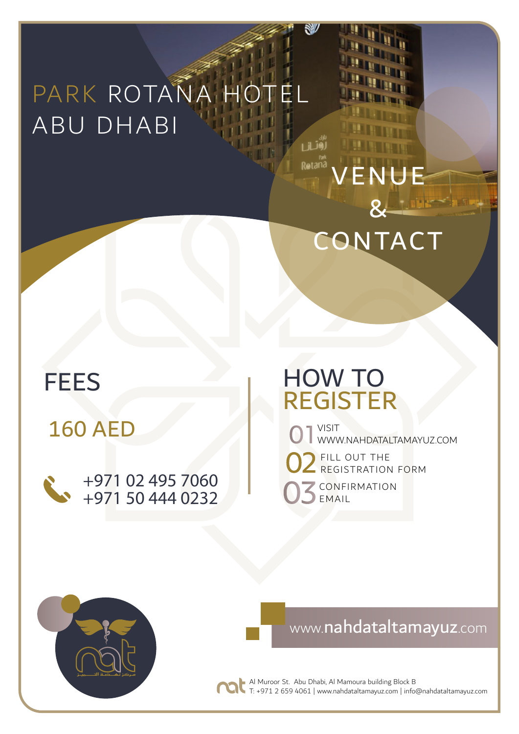# PARK ROTANA HOTEL ABU DHABI

## VENUE & CONTACT

## FEES

160 AED

+971 02 495 7060
+971 50 444 0232

## HOW TO REGISTER

01 VISIT WWW.NAHDATALTAMAYUZ.COM

02 FILL OUT THE REGISTRATION FORM

03 CONFIRMATION EMAIL

www.nahdataltamayuz.com

Al Muroor St. Abu Dhabi, Al Mamoura building Block B
T: +971 2 659 4061 | www.nahdataltamayuz.com | info@nahdataltamayuz.com